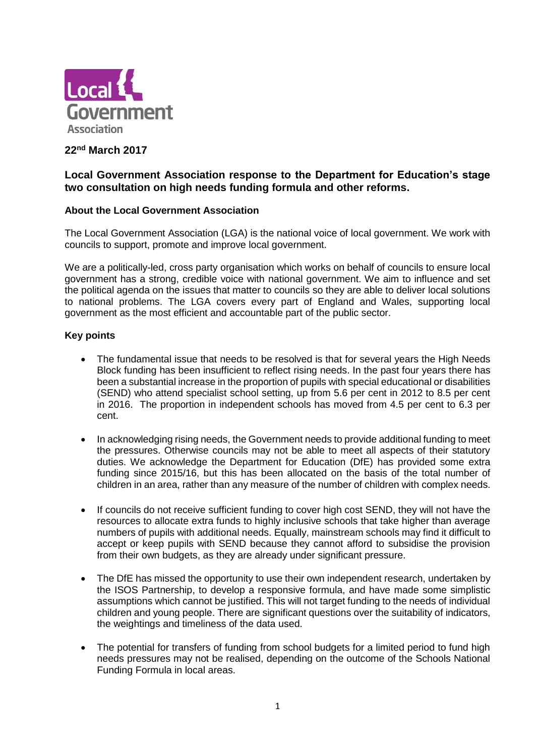Local Government Association

**22nd March 2017**

## Local Government Association response to the Department for Education's stage two consultation on high needs funding formula and other reforms.

### About the Local Government Association

The Local Government Association (LGA) is the national voice of local government. We work with councils to support, promote and improve local government.

We are a politically-led, cross party organisation which works on behalf of councils to ensure local government has a strong, credible voice with national government. We aim to influence and set the political agenda on the issues that matter to councils so they are able to deliver local solutions to national problems. The LGA covers every part of England and Wales, supporting local government as the most efficient and accountable part of the public sector.

### Key points

- The fundamental issue that needs to be resolved is that for several years the High Needs Block funding has been insufficient to reflect rising needs. In the past four years there has been a substantial increase in the proportion of pupils with special educational or disabilities (SEND) who attend specialist school setting, up from 5.6 per cent in 2012 to 8.5 per cent in 2016. The proportion in independent schools has moved from 4.5 per cent to 6.3 per cent.

- In acknowledging rising needs, the Government needs to provide additional funding to meet the pressures. Otherwise councils may not be able to meet all aspects of their statutory duties. We acknowledge the Department for Education (DfE) has provided some extra funding since 2015/16, but this has been allocated on the basis of the total number of children in an area, rather than any measure of the number of children with complex needs.

- If councils do not receive sufficient funding to cover high cost SEND, they will not have the resources to allocate extra funds to highly inclusive schools that take higher than average numbers of pupils with additional needs. Equally, mainstream schools may find it difficult to accept or keep pupils with SEND because they cannot afford to subsidise the provision from their own budgets, as they are already under significant pressure.

- The DfE has missed the opportunity to use their own independent research, undertaken by the ISOS Partnership, to develop a responsive formula, and have made some simplistic assumptions which cannot be justified. This will not target funding to the needs of individual children and young people. There are significant questions over the suitability of indicators, the weightings and timeliness of the data used.

- The potential for transfers of funding from school budgets for a limited period to fund high needs pressures may not be realised, depending on the outcome of the Schools National Funding Formula in local areas.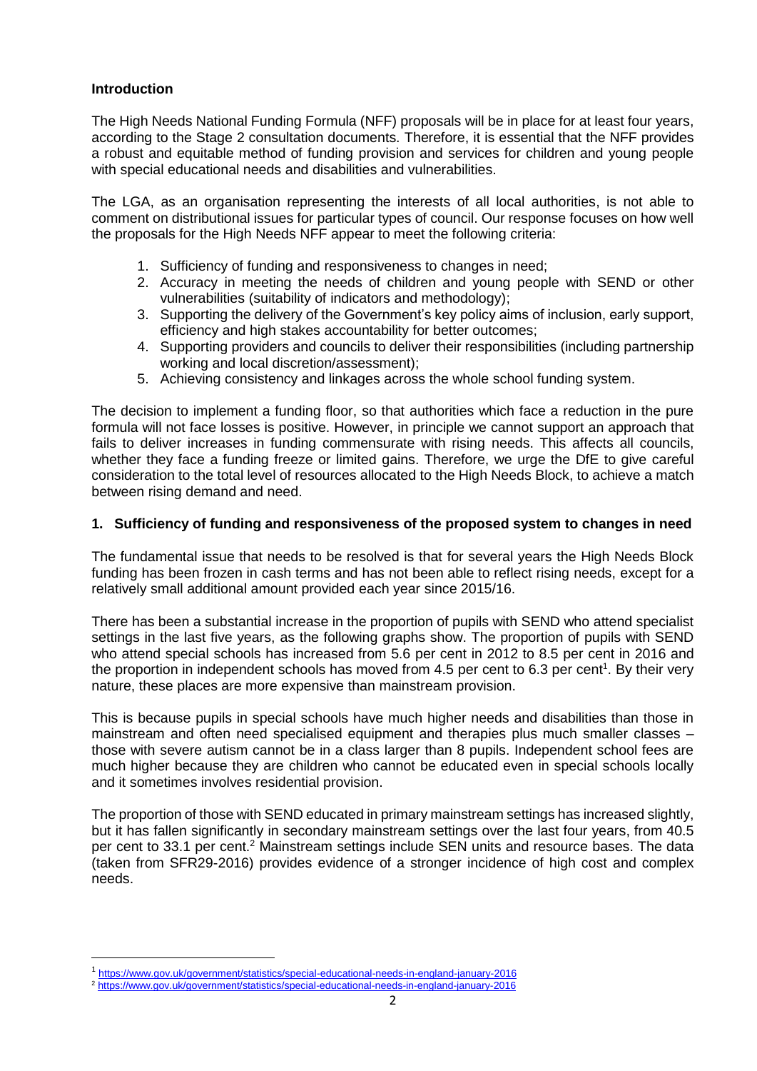## Introduction

The High Needs National Funding Formula (NFF) proposals will be in place for at least four years, according to the Stage 2 consultation documents. Therefore, it is essential that the NFF provides a robust and equitable method of funding provision and services for children and young people with special educational needs and disabilities and vulnerabilities.

The LGA, as an organisation representing the interests of all local authorities, is not able to comment on distributional issues for particular types of council. Our response focuses on how well the proposals for the High Needs NFF appear to meet the following criteria:

1. Sufficiency of funding and responsiveness to changes in need;
2. Accuracy in meeting the needs of children and young people with SEND or other vulnerabilities (suitability of indicators and methodology);
3. Supporting the delivery of the Government's key policy aims of inclusion, early support, efficiency and high stakes accountability for better outcomes;
4. Supporting providers and councils to deliver their responsibilities (including partnership working and local discretion/assessment);
5. Achieving consistency and linkages across the whole school funding system.

The decision to implement a funding floor, so that authorities which face a reduction in the pure formula will not face losses is positive. However, in principle we cannot support an approach that fails to deliver increases in funding commensurate with rising needs. This affects all councils, whether they face a funding freeze or limited gains. Therefore, we urge the DfE to give careful consideration to the total level of resources allocated to the High Needs Block, to achieve a match between rising demand and need.

### 1. Sufficiency of funding and responsiveness of the proposed system to changes in need

The fundamental issue that needs to be resolved is that for several years the High Needs Block funding has been frozen in cash terms and has not been able to reflect rising needs, except for a relatively small additional amount provided each year since 2015/16.

There has been a substantial increase in the proportion of pupils with SEND who attend specialist settings in the last five years, as the following graphs show. The proportion of pupils with SEND who attend special schools has increased from 5.6 per cent in 2012 to 8.5 per cent in 2016 and the proportion in independent schools has moved from 4.5 per cent to 6.3 per cent[1]. By their very nature, these places are more expensive than mainstream provision.

This is because pupils in special schools have much higher needs and disabilities than those in mainstream and often need specialised equipment and therapies plus much smaller classes – those with severe autism cannot be in a class larger than 8 pupils. Independent school fees are much higher because they are children who cannot be educated even in special schools locally and it sometimes involves residential provision.

The proportion of those with SEND educated in primary mainstream settings has increased slightly, but it has fallen significantly in secondary mainstream settings over the last four years, from 40.5 per cent to 33.1 per cent.[2] Mainstream settings include SEN units and resource bases. The data (taken from SFR29-2016) provides evidence of a stronger incidence of high cost and complex needs.

---

[1] https://www.gov.uk/government/statistics/special-educational-needs-in-england-january-2016

[2] https://www.gov.uk/government/statistics/special-educational-needs-in-england-january-2016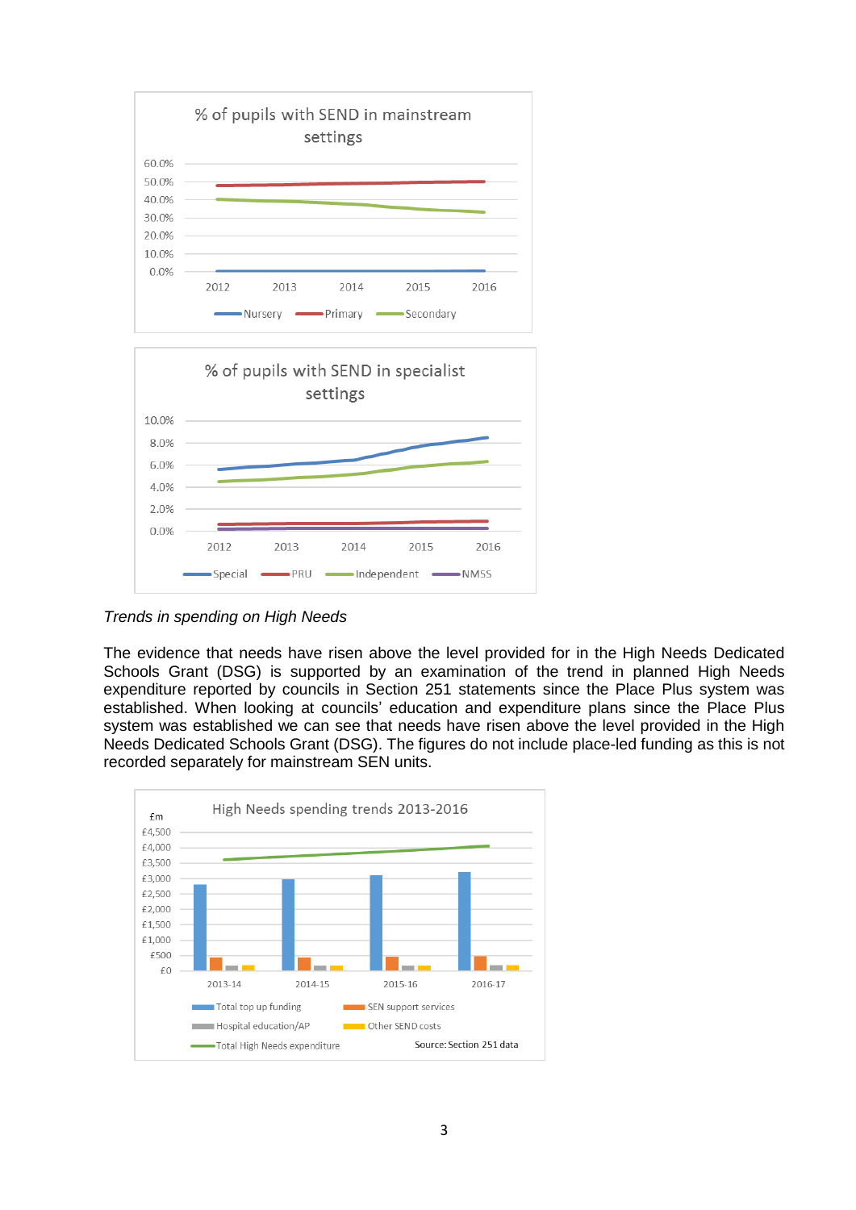*Trends in spending on High Needs*

The evidence that needs have risen above the level provided for in the High Needs Dedicated Schools Grant (DSG) is supported by an examination of the trend in planned High Needs expenditure reported by councils in Section 251 statements since the Place Plus system was established. When looking at councils' education and expenditure plans since the Place Plus system was established we can see that needs have risen above the level provided in the High Needs Dedicated Schools Grant (DSG). The figures do not include place-led funding as this is not recorded separately for mainstream SEN units.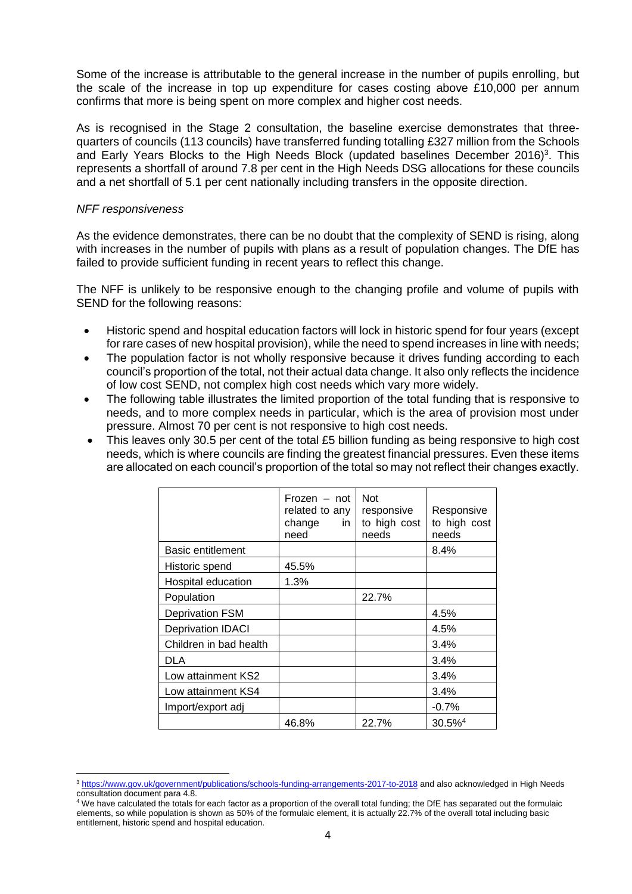Some of the increase is attributable to the general increase in the number of pupils enrolling, but the scale of the increase in top up expenditure for cases costing above £10,000 per annum confirms that more is being spent on more complex and higher cost needs.

As is recognised in the Stage 2 consultation, the baseline exercise demonstrates that three-quarters of councils (113 councils) have transferred funding totalling £327 million from the Schools and Early Years Blocks to the High Needs Block (updated baselines December 2016)[3]. This represents a shortfall of around 7.8 per cent in the High Needs DSG allocations for these councils and a net shortfall of 5.1 per cent nationally including transfers in the opposite direction.

*NFF responsiveness*

As the evidence demonstrates, there can be no doubt that the complexity of SEND is rising, along with increases in the number of pupils with plans as a result of population changes. The DfE has failed to provide sufficient funding in recent years to reflect this change.

The NFF is unlikely to be responsive enough to the changing profile and volume of pupils with SEND for the following reasons:

- Historic spend and hospital education factors will lock in historic spend for four years (except for rare cases of new hospital provision), while the need to spend increases in line with needs;
- The population factor is not wholly responsive because it drives funding according to each council's proportion of the total, not their actual data change. It also only reflects the incidence of low cost SEND, not complex high cost needs which vary more widely.
- The following table illustrates the limited proportion of the total funding that is responsive to needs, and to more complex needs in particular, which is the area of provision most under pressure. Almost 70 per cent is not responsive to high cost needs.
- This leaves only 30.5 per cent of the total £5 billion funding as being responsive to high cost needs, which is where councils are finding the greatest financial pressures. Even these items are allocated on each council's proportion of the total so may not reflect their changes exactly.

| | Frozen – not related to any change in need | Not responsive to high cost needs | Responsive to high cost needs |
|---|---|---|---|
| Basic entitlement | | | 8.4% |
| Historic spend | 45.5% | | |
| Hospital education | 1.3% | | |
| Population | | 22.7% | |
| Deprivation FSM | | | 4.5% |
| Deprivation IDACI | | | 4.5% |
| Children in bad health | | | 3.4% |
| DLA | | | 3.4% |
| Low attainment KS2 | | | 3.4% |
| Low attainment KS4 | | | 3.4% |
| Import/export adj | | | -0.7% |
| | 46.8% | 22.7% | 30.5%[4] |

[3] https://www.gov.uk/government/publications/schools-funding-arrangements-2017-to-2018 and also acknowledged in High Needs consultation document para 4.8.

[4] We have calculated the totals for each factor as a proportion of the overall total funding; the DfE has separated out the formulaic elements, so while population is shown as 50% of the formulaic element, it is actually 22.7% of the overall total including basic entitlement, historic spend and hospital education.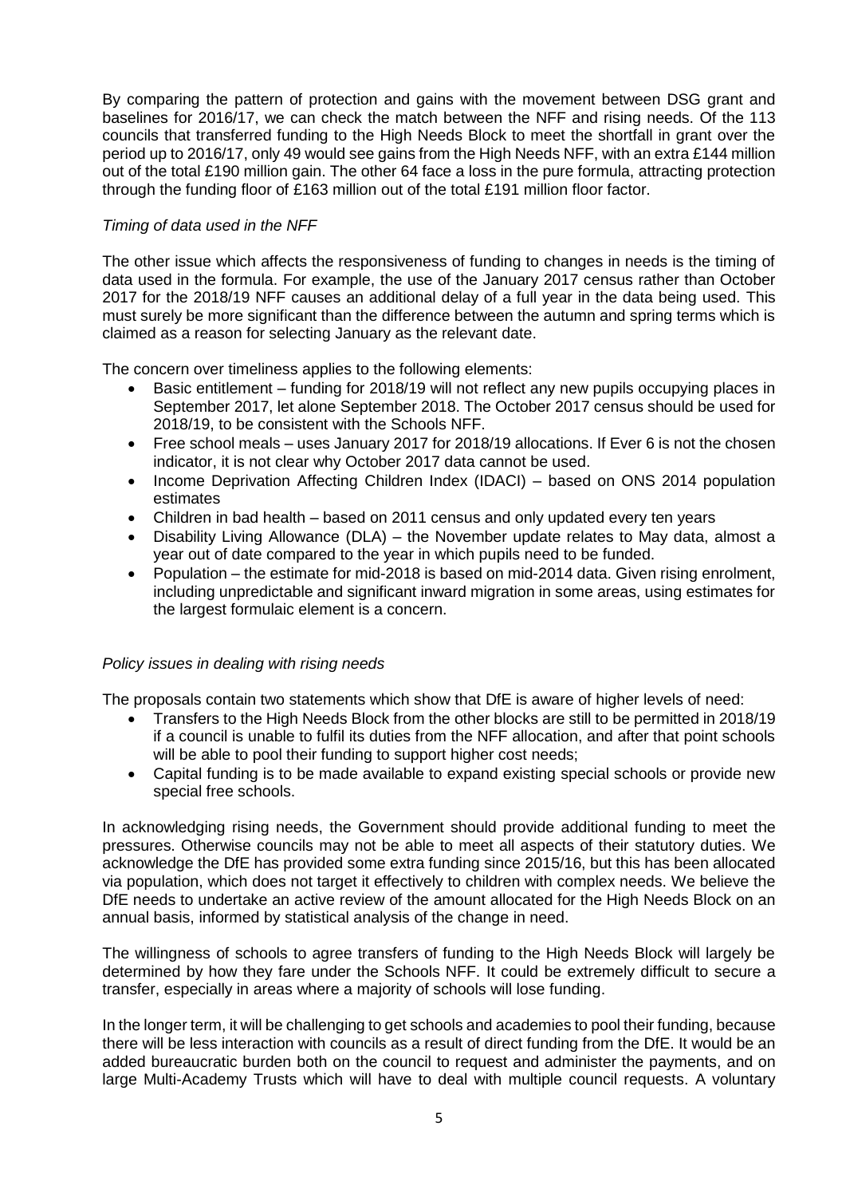By comparing the pattern of protection and gains with the movement between DSG grant and baselines for 2016/17, we can check the match between the NFF and rising needs. Of the 113 councils that transferred funding to the High Needs Block to meet the shortfall in grant over the period up to 2016/17, only 49 would see gains from the High Needs NFF, with an extra £144 million out of the total £190 million gain. The other 64 face a loss in the pure formula, attracting protection through the funding floor of £163 million out of the total £191 million floor factor.

*Timing of data used in the NFF*

The other issue which affects the responsiveness of funding to changes in needs is the timing of data used in the formula. For example, the use of the January 2017 census rather than October 2017 for the 2018/19 NFF causes an additional delay of a full year in the data being used. This must surely be more significant than the difference between the autumn and spring terms which is claimed as a reason for selecting January as the relevant date.

The concern over timeliness applies to the following elements:

- Basic entitlement – funding for 2018/19 will not reflect any new pupils occupying places in September 2017, let alone September 2018. The October 2017 census should be used for 2018/19, to be consistent with the Schools NFF.
- Free school meals – uses January 2017 for 2018/19 allocations. If Ever 6 is not the chosen indicator, it is not clear why October 2017 data cannot be used.
- Income Deprivation Affecting Children Index (IDACI) – based on ONS 2014 population estimates
- Children in bad health – based on 2011 census and only updated every ten years
- Disability Living Allowance (DLA) – the November update relates to May data, almost a year out of date compared to the year in which pupils need to be funded.
- Population – the estimate for mid-2018 is based on mid-2014 data. Given rising enrolment, including unpredictable and significant inward migration in some areas, using estimates for the largest formulaic element is a concern.

*Policy issues in dealing with rising needs*

The proposals contain two statements which show that DfE is aware of higher levels of need:

- Transfers to the High Needs Block from the other blocks are still to be permitted in 2018/19 if a council is unable to fulfil its duties from the NFF allocation, and after that point schools will be able to pool their funding to support higher cost needs;
- Capital funding is to be made available to expand existing special schools or provide new special free schools.

In acknowledging rising needs, the Government should provide additional funding to meet the pressures. Otherwise councils may not be able to meet all aspects of their statutory duties. We acknowledge the DfE has provided some extra funding since 2015/16, but this has been allocated via population, which does not target it effectively to children with complex needs. We believe the DfE needs to undertake an active review of the amount allocated for the High Needs Block on an annual basis, informed by statistical analysis of the change in need.

The willingness of schools to agree transfers of funding to the High Needs Block will largely be determined by how they fare under the Schools NFF. It could be extremely difficult to secure a transfer, especially in areas where a majority of schools will lose funding.

In the longer term, it will be challenging to get schools and academies to pool their funding, because there will be less interaction with councils as a result of direct funding from the DfE. It would be an added bureaucratic burden both on the council to request and administer the payments, and on large Multi-Academy Trusts which will have to deal with multiple council requests. A voluntary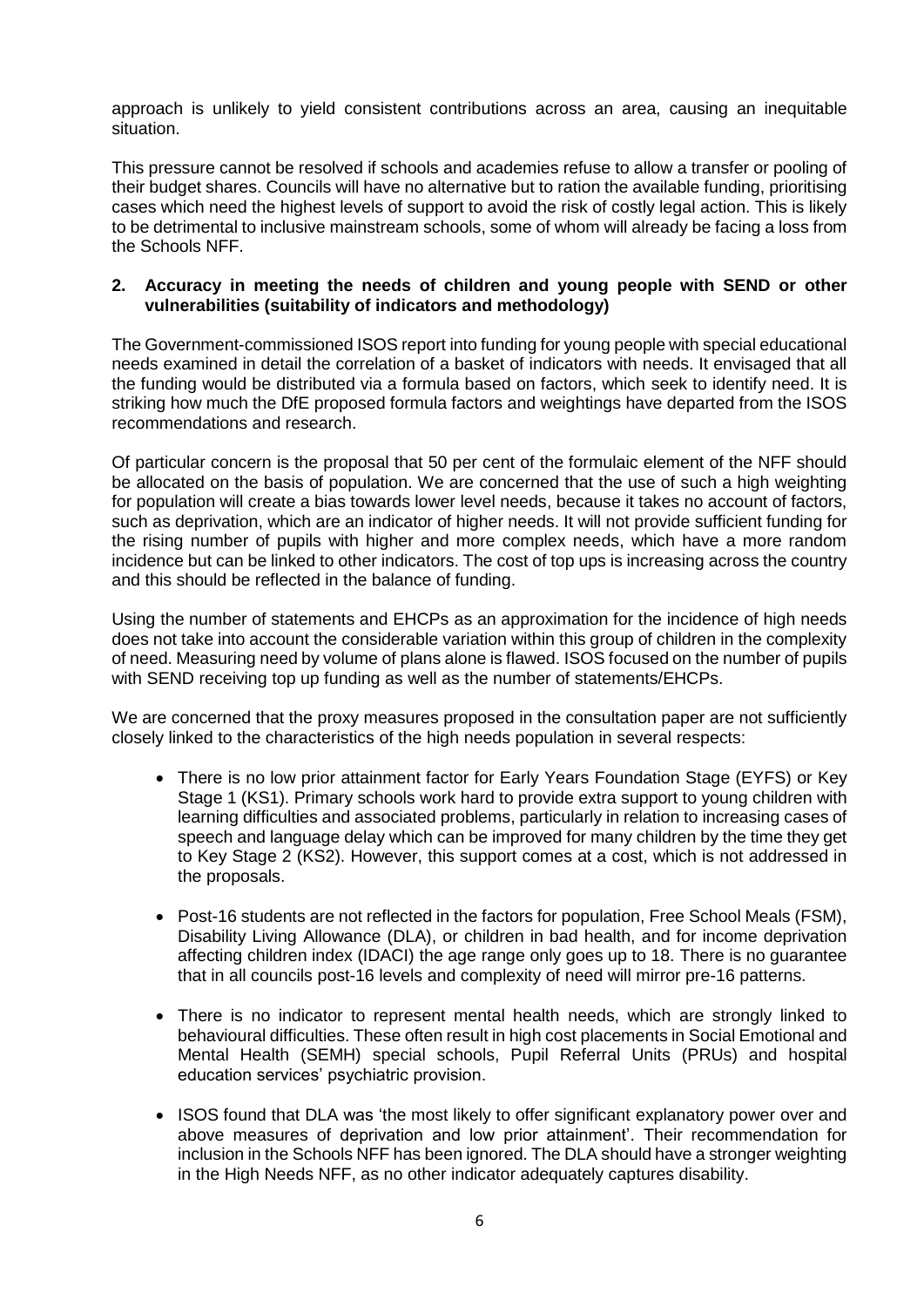approach is unlikely to yield consistent contributions across an area, causing an inequitable situation.

This pressure cannot be resolved if schools and academies refuse to allow a transfer or pooling of their budget shares. Councils will have no alternative but to ration the available funding, prioritising cases which need the highest levels of support to avoid the risk of costly legal action. This is likely to be detrimental to inclusive mainstream schools, some of whom will already be facing a loss from the Schools NFF.

**2. Accuracy in meeting the needs of children and young people with SEND or other vulnerabilities (suitability of indicators and methodology)**

The Government-commissioned ISOS report into funding for young people with special educational needs examined in detail the correlation of a basket of indicators with needs. It envisaged that all the funding would be distributed via a formula based on factors, which seek to identify need. It is striking how much the DfE proposed formula factors and weightings have departed from the ISOS recommendations and research.

Of particular concern is the proposal that 50 per cent of the formulaic element of the NFF should be allocated on the basis of population. We are concerned that the use of such a high weighting for population will create a bias towards lower level needs, because it takes no account of factors, such as deprivation, which are an indicator of higher needs. It will not provide sufficient funding for the rising number of pupils with higher and more complex needs, which have a more random incidence but can be linked to other indicators. The cost of top ups is increasing across the country and this should be reflected in the balance of funding.

Using the number of statements and EHCPs as an approximation for the incidence of high needs does not take into account the considerable variation within this group of children in the complexity of need. Measuring need by volume of plans alone is flawed. ISOS focused on the number of pupils with SEND receiving top up funding as well as the number of statements/EHCPs.

We are concerned that the proxy measures proposed in the consultation paper are not sufficiently closely linked to the characteristics of the high needs population in several respects:

- There is no low prior attainment factor for Early Years Foundation Stage (EYFS) or Key Stage 1 (KS1). Primary schools work hard to provide extra support to young children with learning difficulties and associated problems, particularly in relation to increasing cases of speech and language delay which can be improved for many children by the time they get to Key Stage 2 (KS2). However, this support comes at a cost, which is not addressed in the proposals.

- Post-16 students are not reflected in the factors for population, Free School Meals (FSM), Disability Living Allowance (DLA), or children in bad health, and for income deprivation affecting children index (IDACI) the age range only goes up to 18. There is no guarantee that in all councils post-16 levels and complexity of need will mirror pre-16 patterns.

- There is no indicator to represent mental health needs, which are strongly linked to behavioural difficulties. These often result in high cost placements in Social Emotional and Mental Health (SEMH) special schools, Pupil Referral Units (PRUs) and hospital education services' psychiatric provision.

- ISOS found that DLA was 'the most likely to offer significant explanatory power over and above measures of deprivation and low prior attainment'. Their recommendation for inclusion in the Schools NFF has been ignored. The DLA should have a stronger weighting in the High Needs NFF, as no other indicator adequately captures disability.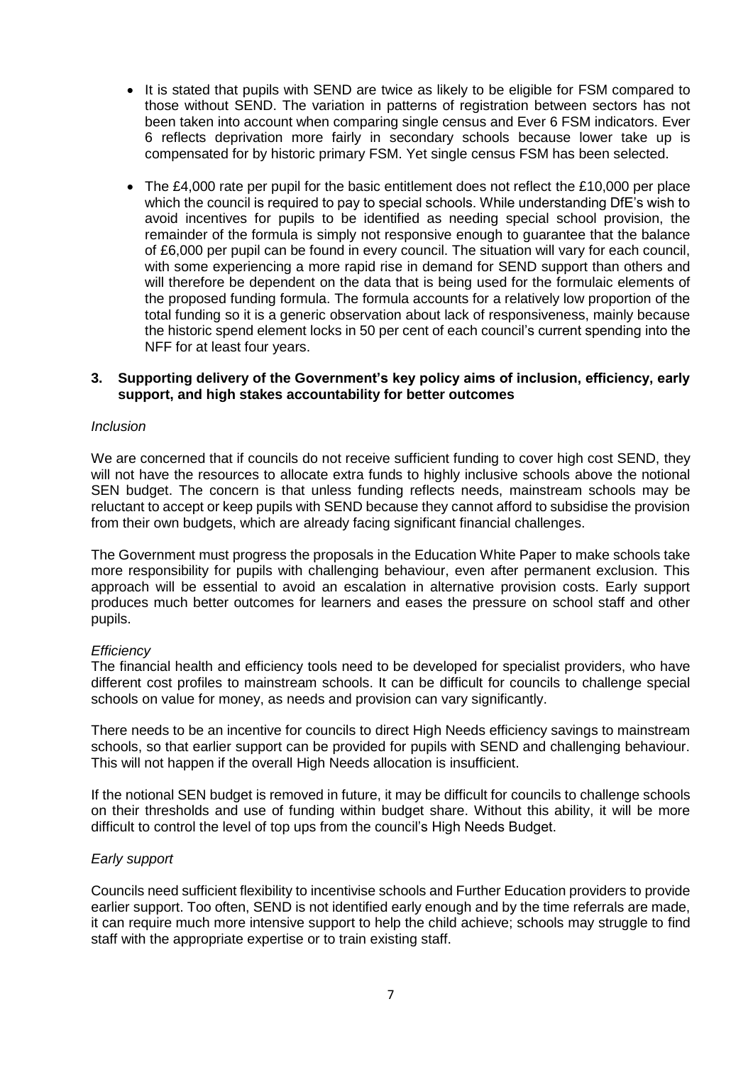- It is stated that pupils with SEND are twice as likely to be eligible for FSM compared to those without SEND. The variation in patterns of registration between sectors has not been taken into account when comparing single census and Ever 6 FSM indicators. Ever 6 reflects deprivation more fairly in secondary schools because lower take up is compensated for by historic primary FSM. Yet single census FSM has been selected.

- The £4,000 rate per pupil for the basic entitlement does not reflect the £10,000 per place which the council is required to pay to special schools. While understanding DfE's wish to avoid incentives for pupils to be identified as needing special school provision, the remainder of the formula is simply not responsive enough to guarantee that the balance of £6,000 per pupil can be found in every council. The situation will vary for each council, with some experiencing a more rapid rise in demand for SEND support than others and will therefore be dependent on the data that is being used for the formulaic elements of the proposed funding formula. The formula accounts for a relatively low proportion of the total funding so it is a generic observation about lack of responsiveness, mainly because the historic spend element locks in 50 per cent of each council's current spending into the NFF for at least four years.

### 3. Supporting delivery of the Government's key policy aims of inclusion, efficiency, early support, and high stakes accountability for better outcomes

*Inclusion*

We are concerned that if councils do not receive sufficient funding to cover high cost SEND, they will not have the resources to allocate extra funds to highly inclusive schools above the notional SEN budget. The concern is that unless funding reflects needs, mainstream schools may be reluctant to accept or keep pupils with SEND because they cannot afford to subsidise the provision from their own budgets, which are already facing significant financial challenges.

The Government must progress the proposals in the Education White Paper to make schools take more responsibility for pupils with challenging behaviour, even after permanent exclusion. This approach will be essential to avoid an escalation in alternative provision costs. Early support produces much better outcomes for learners and eases the pressure on school staff and other pupils.

*Efficiency*

The financial health and efficiency tools need to be developed for specialist providers, who have different cost profiles to mainstream schools. It can be difficult for councils to challenge special schools on value for money, as needs and provision can vary significantly.

There needs to be an incentive for councils to direct High Needs efficiency savings to mainstream schools, so that earlier support can be provided for pupils with SEND and challenging behaviour. This will not happen if the overall High Needs allocation is insufficient.

If the notional SEN budget is removed in future, it may be difficult for councils to challenge schools on their thresholds and use of funding within budget share. Without this ability, it will be more difficult to control the level of top ups from the council's High Needs Budget.

*Early support*

Councils need sufficient flexibility to incentivise schools and Further Education providers to provide earlier support. Too often, SEND is not identified early enough and by the time referrals are made, it can require much more intensive support to help the child achieve; schools may struggle to find staff with the appropriate expertise or to train existing staff.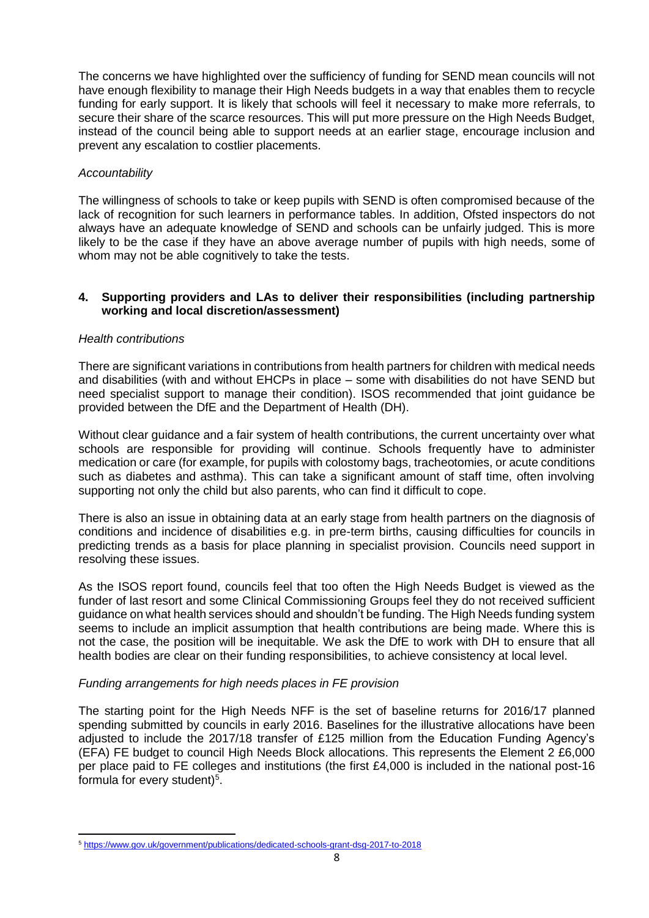The concerns we have highlighted over the sufficiency of funding for SEND mean councils will not have enough flexibility to manage their High Needs budgets in a way that enables them to recycle funding for early support. It is likely that schools will feel it necessary to make more referrals, to secure their share of the scarce resources. This will put more pressure on the High Needs Budget, instead of the council being able to support needs at an earlier stage, encourage inclusion and prevent any escalation to costlier placements.

*Accountability*

The willingness of schools to take or keep pupils with SEND is often compromised because of the lack of recognition for such learners in performance tables. In addition, Ofsted inspectors do not always have an adequate knowledge of SEND and schools can be unfairly judged. This is more likely to be the case if they have an above average number of pupils with high needs, some of whom may not be able cognitively to take the tests.

## 4. Supporting providers and LAs to deliver their responsibilities (including partnership working and local discretion/assessment)

*Health contributions*

There are significant variations in contributions from health partners for children with medical needs and disabilities (with and without EHCPs in place – some with disabilities do not have SEND but need specialist support to manage their condition). ISOS recommended that joint guidance be provided between the DfE and the Department of Health (DH).

Without clear guidance and a fair system of health contributions, the current uncertainty over what schools are responsible for providing will continue. Schools frequently have to administer medication or care (for example, for pupils with colostomy bags, tracheotomies, or acute conditions such as diabetes and asthma). This can take a significant amount of staff time, often involving supporting not only the child but also parents, who can find it difficult to cope.

There is also an issue in obtaining data at an early stage from health partners on the diagnosis of conditions and incidence of disabilities e.g. in pre-term births, causing difficulties for councils in predicting trends as a basis for place planning in specialist provision. Councils need support in resolving these issues.

As the ISOS report found, councils feel that too often the High Needs Budget is viewed as the funder of last resort and some Clinical Commissioning Groups feel they do not received sufficient guidance on what health services should and shouldn't be funding. The High Needs funding system seems to include an implicit assumption that health contributions are being made. Where this is not the case, the position will be inequitable. We ask the DfE to work with DH to ensure that all health bodies are clear on their funding responsibilities, to achieve consistency at local level.

*Funding arrangements for high needs places in FE provision*

The starting point for the High Needs NFF is the set of baseline returns for 2016/17 planned spending submitted by councils in early 2016. Baselines for the illustrative allocations have been adjusted to include the 2017/18 transfer of £125 million from the Education Funding Agency's (EFA) FE budget to council High Needs Block allocations. This represents the Element 2 £6,000 per place paid to FE colleges and institutions (the first £4,000 is included in the national post-16 formula for every student)[5].

---

[5] https://www.gov.uk/government/publications/dedicated-schools-grant-dsg-2017-to-2018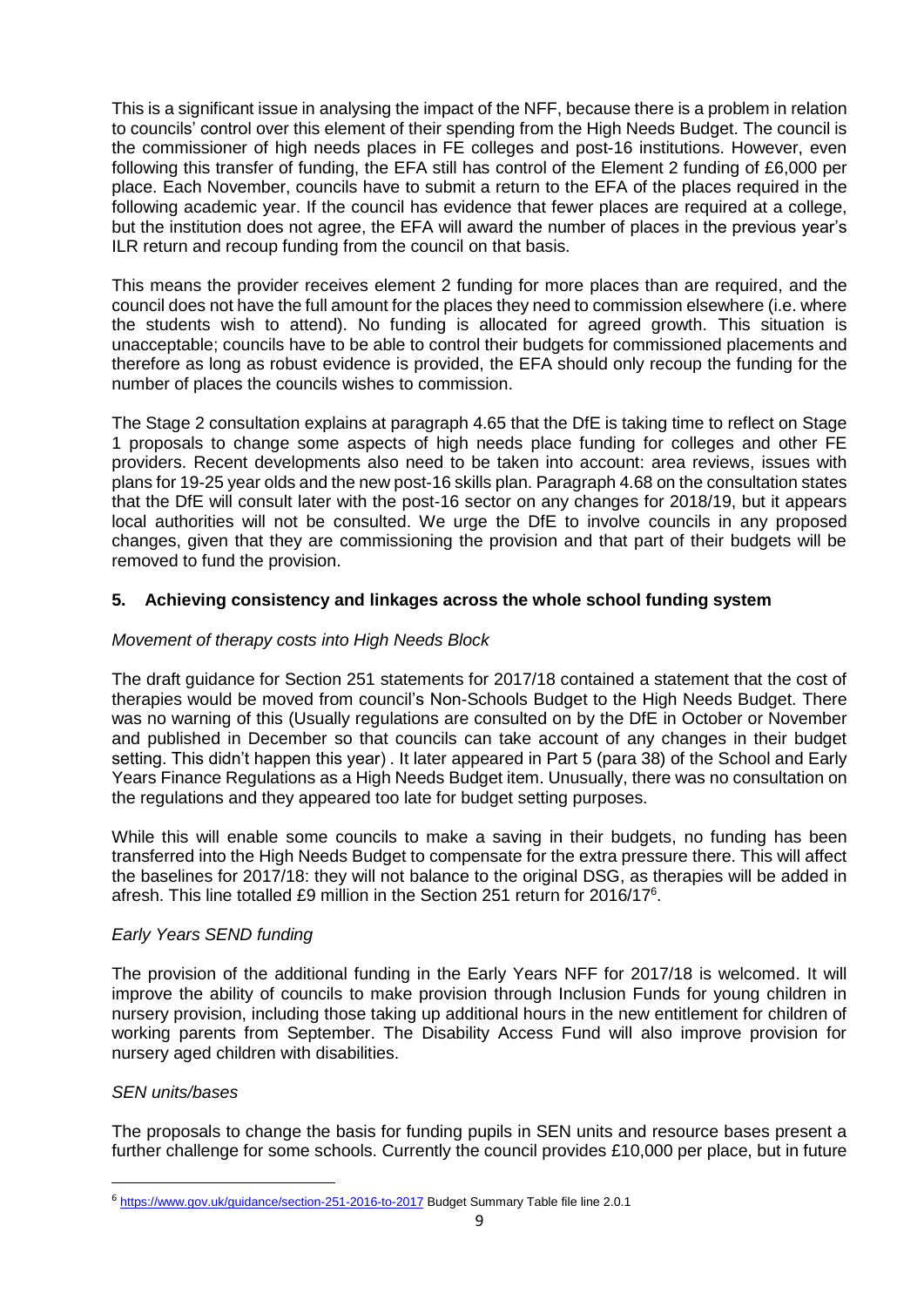This is a significant issue in analysing the impact of the NFF, because there is a problem in relation to councils' control over this element of their spending from the High Needs Budget. The council is the commissioner of high needs places in FE colleges and post-16 institutions. However, even following this transfer of funding, the EFA still has control of the Element 2 funding of £6,000 per place. Each November, councils have to submit a return to the EFA of the places required in the following academic year. If the council has evidence that fewer places are required at a college, but the institution does not agree, the EFA will award the number of places in the previous year's ILR return and recoup funding from the council on that basis.

This means the provider receives element 2 funding for more places than are required, and the council does not have the full amount for the places they need to commission elsewhere (i.e. where the students wish to attend). No funding is allocated for agreed growth. This situation is unacceptable; councils have to be able to control their budgets for commissioned placements and therefore as long as robust evidence is provided, the EFA should only recoup the funding for the number of places the councils wishes to commission.

The Stage 2 consultation explains at paragraph 4.65 that the DfE is taking time to reflect on Stage 1 proposals to change some aspects of high needs place funding for colleges and other FE providers. Recent developments also need to be taken into account: area reviews, issues with plans for 19-25 year olds and the new post-16 skills plan. Paragraph 4.68 on the consultation states that the DfE will consult later with the post-16 sector on any changes for 2018/19, but it appears local authorities will not be consulted. We urge the DfE to involve councils in any proposed changes, given that they are commissioning the provision and that part of their budgets will be removed to fund the provision.

## 5. Achieving consistency and linkages across the whole school funding system

*Movement of therapy costs into High Needs Block*

The draft guidance for Section 251 statements for 2017/18 contained a statement that the cost of therapies would be moved from council's Non-Schools Budget to the High Needs Budget. There was no warning of this (Usually regulations are consulted on by the DfE in October or November and published in December so that councils can take account of any changes in their budget setting. This didn't happen this year) . It later appeared in Part 5 (para 38) of the School and Early Years Finance Regulations as a High Needs Budget item. Unusually, there was no consultation on the regulations and they appeared too late for budget setting purposes.

While this will enable some councils to make a saving in their budgets, no funding has been transferred into the High Needs Budget to compensate for the extra pressure there. This will affect the baselines for 2017/18: they will not balance to the original DSG, as therapies will be added in afresh. This line totalled £9 million in the Section 251 return for 2016/17[6].

*Early Years SEND funding*

The provision of the additional funding in the Early Years NFF for 2017/18 is welcomed. It will improve the ability of councils to make provision through Inclusion Funds for young children in nursery provision, including those taking up additional hours in the new entitlement for children of working parents from September. The Disability Access Fund will also improve provision for nursery aged children with disabilities.

*SEN units/bases*

The proposals to change the basis for funding pupils in SEN units and resource bases present a further challenge for some schools. Currently the council provides £10,000 per place, but in future

---

[6] https://www.gov.uk/guidance/section-251-2016-to-2017 Budget Summary Table file line 2.0.1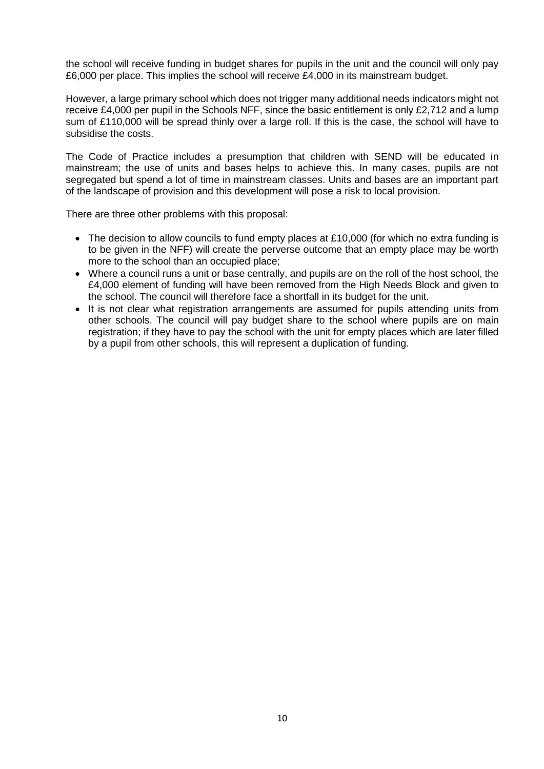the school will receive funding in budget shares for pupils in the unit and the council will only pay £6,000 per place. This implies the school will receive £4,000 in its mainstream budget.

However, a large primary school which does not trigger many additional needs indicators might not receive £4,000 per pupil in the Schools NFF, since the basic entitlement is only £2,712 and a lump sum of £110,000 will be spread thinly over a large roll. If this is the case, the school will have to subsidise the costs.

The Code of Practice includes a presumption that children with SEND will be educated in mainstream; the use of units and bases helps to achieve this. In many cases, pupils are not segregated but spend a lot of time in mainstream classes. Units and bases are an important part of the landscape of provision and this development will pose a risk to local provision.

There are three other problems with this proposal:

- The decision to allow councils to fund empty places at £10,000 (for which no extra funding is to be given in the NFF) will create the perverse outcome that an empty place may be worth more to the school than an occupied place;
- Where a council runs a unit or base centrally, and pupils are on the roll of the host school, the £4,000 element of funding will have been removed from the High Needs Block and given to the school. The council will therefore face a shortfall in its budget for the unit.
- It is not clear what registration arrangements are assumed for pupils attending units from other schools. The council will pay budget share to the school where pupils are on main registration; if they have to pay the school with the unit for empty places which are later filled by a pupil from other schools, this will represent a duplication of funding.